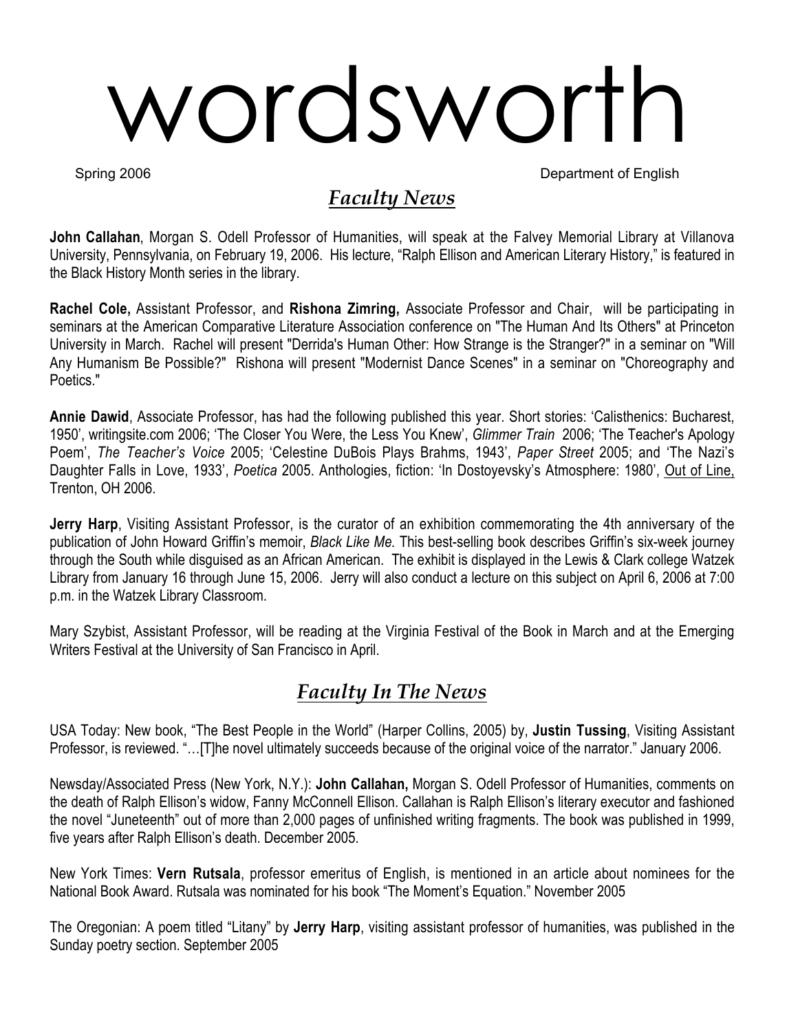# wordsworth

Spring 2006 Department of English

## *Faculty News*

**John Callahan**, Morgan S. Odell Professor of Humanities, will speak at the Falvey Memorial Library at Villanova University, Pennsylvania, on February 19, 2006. His lecture, "Ralph Ellison and American Literary History," is featured in the Black History Month series in the library.

**Rachel Cole,** Assistant Professor, and **Rishona Zimring,** Associate Professor and Chair, will be participating in seminars at the American Comparative Literature Association conference on "The Human And Its Others" at Princeton University in March. Rachel will present "Derrida's Human Other: How Strange is the Stranger?" in a seminar on "Will Any Humanism Be Possible?" Rishona will present "Modernist Dance Scenes" in a seminar on "Choreography and Poetics."

**Annie Dawid**, Associate Professor, has had the following published this year. Short stories: 'Calisthenics: Bucharest, 1950', writingsite.com 2006; 'The Closer You Were, the Less You Knew', *Glimmer Train* 2006; 'The Teacher's Apology Poem', *The Teacher's Voice* 2005; 'Celestine DuBois Plays Brahms, 1943', *Paper Street* 2005; and 'The Nazi's Daughter Falls in Love, 1933', *Poetica* 2005. Anthologies, fiction: 'In Dostoyevsky's Atmosphere: 1980', <u>Out of Line,</u> Trenton, OH 2006.

**Jerry Harp**, Visiting Assistant Professor, is the curator of an exhibition commemorating the 4th anniversary of the publication of John Howard Griffin's memoir, *Black Like Me.* This best-selling book describes Griffin's six-week journey through the South while disguised as an African American. The exhibit is displayed in the Lewis & Clark college Watzek Library from January 16 through June 15, 2006. Jerry will also conduct a lecture on this subject on April 6, 2006 at 7:00 p.m. in the Watzek Library Classroom.

Mary Szybist, Assistant Professor, will be reading at the Virginia Festival of the Book in March and at the Emerging Writers Festival at the University of San Francisco in April.

## *Faculty In The News*

USA Today: New book, "The Best People in the World" (Harper Collins, 2005) by, **Justin Tussing**, Visiting Assistant Professor, is reviewed. "…[T]he novel ultimately succeeds because of the original voice of the narrator." January 2006.

Newsday/Associated Press (New York, N.Y.): **John Callahan,** Morgan S. Odell Professor of Humanities, comments on the death of Ralph Ellison's widow, Fanny McConnell Ellison. Callahan is Ralph Ellison's literary executor and fashioned the novel "Juneteenth" out of more than 2,000 pages of unfinished writing fragments. The book was published in 1999, five years after Ralph Ellison's death. December 2005.

New York Times: **Vern Rutsala**, professor emeritus of English, is mentioned in an article about nominees for the National Book Award. Rutsala was nominated for his book "The Moment's Equation." November 2005

The Oregonian: A poem titled "Litany" by **Jerry Harp**, visiting assistant professor of humanities, was published in the Sunday poetry section. September 2005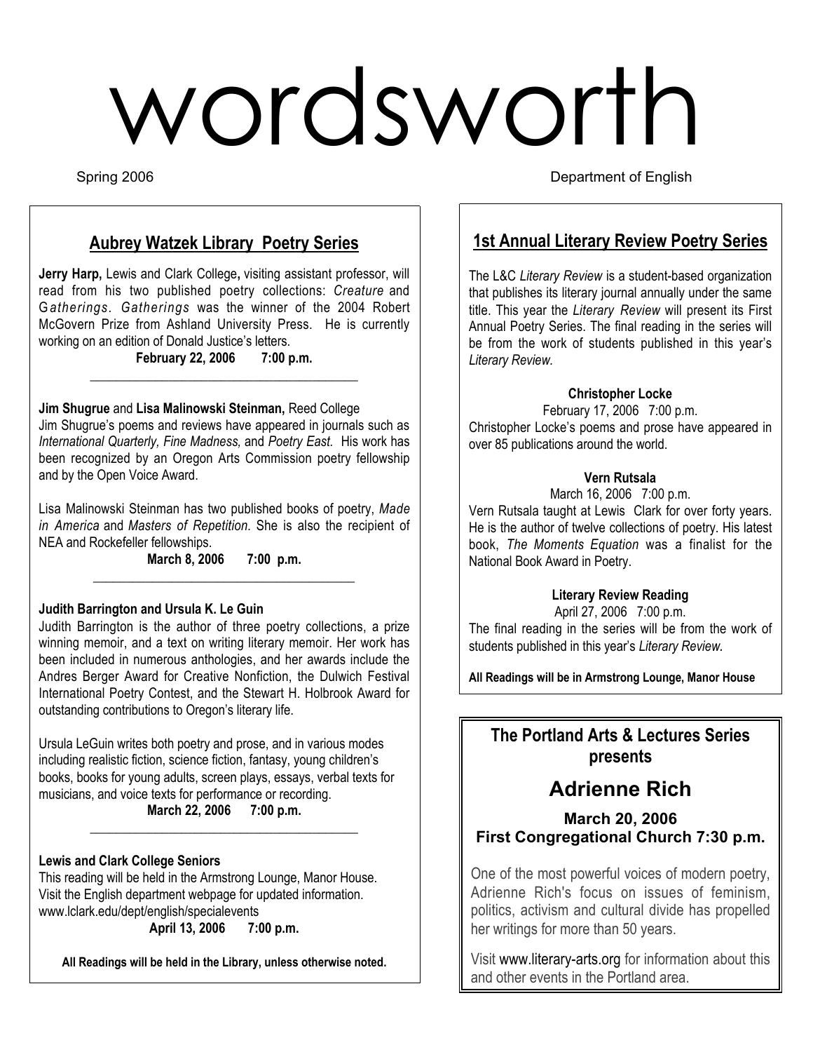# wordsworth

Spring 2006

Department of English

## Aubrey Watzek Library Poetry Series

**Jerry Harp,** Lewis and Clark College**,** visiting assistant professor, will read from his two published poetry collections: *Creature* and G*atherings*. *Gatherings* was the winner of the 2004 Robert McGovern Prize from Ashland University Press. He is currently working on an edition of Donald Justice's letters.

**February 22, 2006 7:00 p.m.**

---

**Jim Shugrue** and **Lisa Malinowski Steinman,** Reed College

Jim Shugrue's poems and reviews have appeared in journals such as *International Quarterly, Fine Madness,* and *Poetry East.* His work has been recognized by an Oregon Arts Commission poetry fellowship and by the Open Voice Award.

Lisa Malinowski Steinman has two published books of poetry, *Made in America* and *Masters of Repetition.* She is also the recipient of NEA and Rockefeller fellowships.

**March 8, 2006 7:00 p.m.**

---

**Judith Barrington and Ursula K. Le Guin**

Judith Barrington is the author of three poetry collections, a prize winning memoir, and a text on writing literary memoir. Her work has been included in numerous anthologies, and her awards include the Andres Berger Award for Creative Nonfiction, the Dulwich Festival International Poetry Contest, and the Stewart H. Holbrook Award for outstanding contributions to Oregon's literary life.

Ursula LeGuin writes both poetry and prose, and in various modes including realistic fiction, science fiction, fantasy, young children's books, books for young adults, screen plays, essays, verbal texts for musicians, and voice texts for performance or recording.

**March 22, 2006 7:00 p.m.**

---

**Lewis and Clark College Seniors**

This reading will be held in the Armstrong Lounge, Manor House. Visit the English department webpage for updated information. www.lclark.edu/dept/english/specialevents

**April 13, 2006 7:00 p.m.**

**All Readings will be held in the Library, unless otherwise noted.**

## 1st Annual Literary Review Poetry Series

The L&C *Literary Review* is a student-based organization that publishes its literary journal annually under the same title. This year the *Literary Review* will present its First Annual Poetry Series. The final reading in the series will be from the work of students published in this year's *Literary Review.*

**Christopher Locke**

February 17, 2006 7:00 p.m.

Christopher Locke's poems and prose have appeared in over 85 publications around the world.

**Vern Rutsala**

March 16, 2006 7:00 p.m.

Vern Rutsala taught at Lewis Clark for over forty years. He is the author of twelve collections of poetry. His latest book, *The Moments Equation* was a finalist for the National Book Award in Poetry.

**Literary Review Reading**

April 27, 2006 7:00 p.m.

The final reading in the series will be from the work of students published in this year's *Literary Review.*

**All Readings will be in Armstrong Lounge, Manor House**

## The Portland Arts & Lectures Series presents

## Adrienne Rich

**March 20, 2006**
**First Congregational Church 7:30 p.m.**

One of the most powerful voices of modern poetry, Adrienne Rich's focus on issues of feminism, politics, activism and cultural divide has propelled her writings for more than 50 years.

Visit www.literary-arts.org for information about this and other events in the Portland area.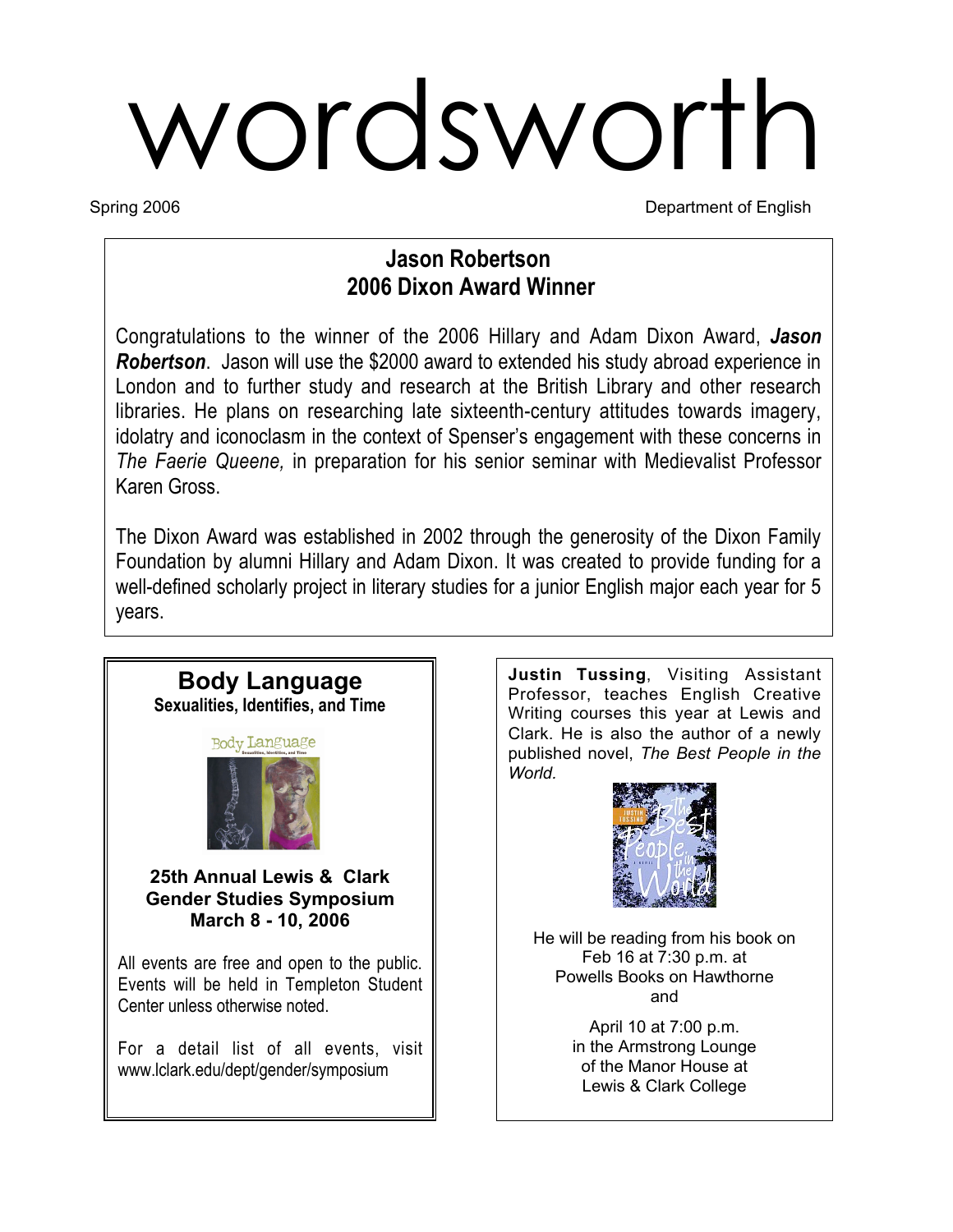# wordsworth

Spring 2006

Department of English

## Jason Robertson
## 2006 Dixon Award Winner

Congratulations to the winner of the 2006 Hillary and Adam Dixon Award, ***Jason Robertson***. Jason will use the $2000 award to extended his study abroad experience in London and to further study and research at the British Library and other research libraries. He plans on researching late sixteenth-century attitudes towards imagery, idolatry and iconoclasm in the context of Spenser's engagement with these concerns in *The Faerie Queene,* in preparation for his senior seminar with Medievalist Professor Karen Gross.

The Dixon Award was established in 2002 through the generosity of the Dixon Family Foundation by alumni Hillary and Adam Dixon. It was created to provide funding for a well-defined scholarly project in literary studies for a junior English major each year for 5 years.

## Body Language
**Sexualities, Identifies, and Time**

**25th Annual Lewis & Clark Gender Studies Symposium**
**March 8 - 10, 2006**

All events are free and open to the public. Events will be held in Templeton Student Center unless otherwise noted.

For a detail list of all events, visit www.lclark.edu/dept/gender/symposium

**Justin Tussing**, Visiting Assistant Professor, teaches English Creative Writing courses this year at Lewis and Clark. He is also the author of a newly published novel, *The Best People in the World.*

He will be reading from his book on Feb 16 at 7:30 p.m. at Powells Books on Hawthorne and

April 10 at 7:00 p.m. in the Armstrong Lounge of the Manor House at Lewis & Clark College